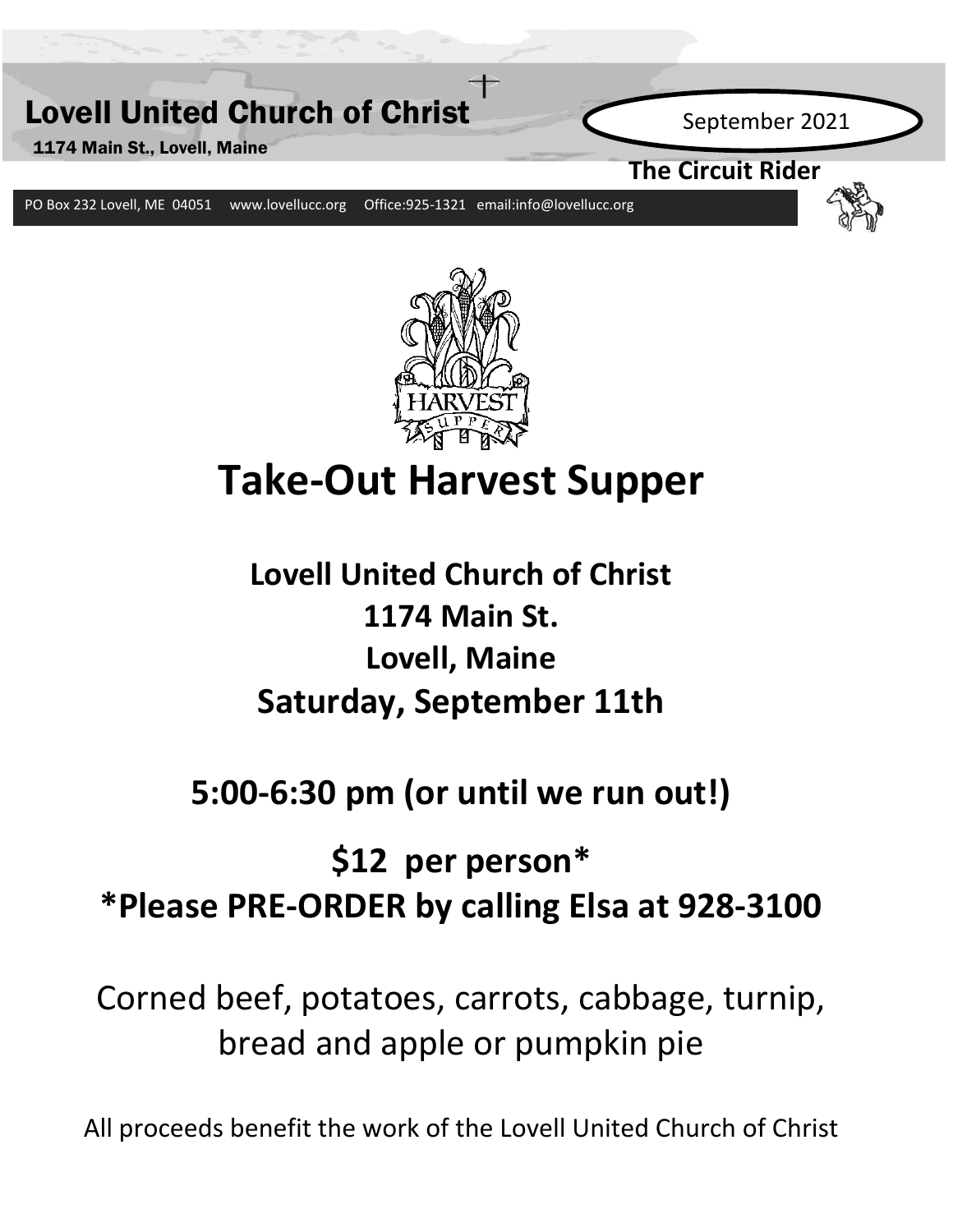# Lovell United Church of Christ

1174 Main St., Lovell, Maine

September 2021

**The Circuit Rider**

PO Box 232 Lovell, ME 04051 www.lovellucc.org Office:925-1321 email:info@lovellucc.org

# Take-Out Harvest Supper

**Lovell United Church of Christ**
**1174 Main St.**
**Lovell, Maine**
**Saturday, September 11th**

**5:00-6:30 pm (or until we run out!)**

**$12 per person***
***Please PRE-ORDER by calling Elsa at 928-3100**

Corned beef, potatoes, carrots, cabbage, turnip, bread and apple or pumpkin pie

All proceeds benefit the work of the Lovell United Church of Christ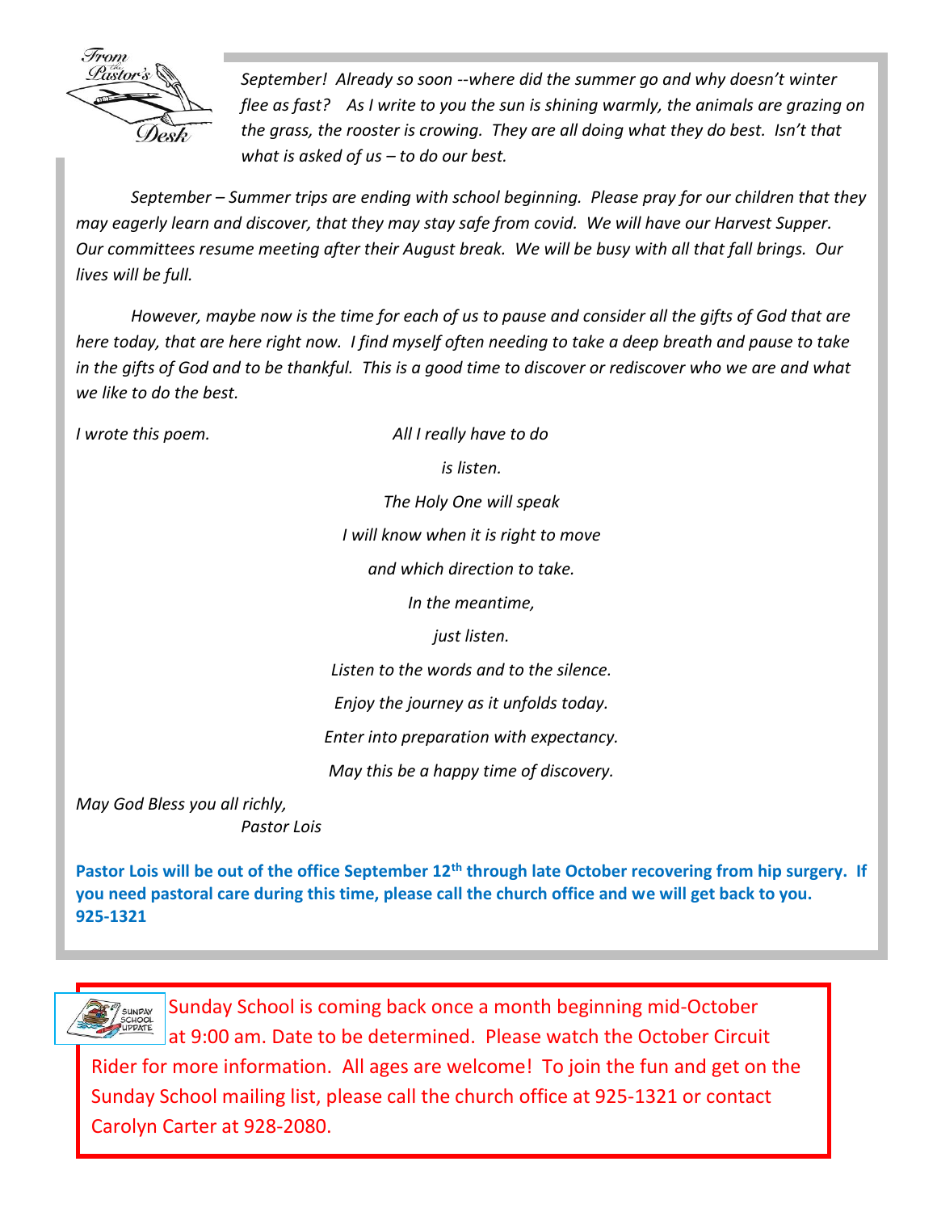## From the Pastor's Desk

*September! Already so soon --where did the summer go and why doesn't winter flee as fast? As I write to you the sun is shining warmly, the animals are grazing on the grass, the rooster is crowing. They are all doing what they do best. Isn't that what is asked of us – to do our best.*

*September – Summer trips are ending with school beginning. Please pray for our children that they may eagerly learn and discover, that they may stay safe from covid. We will have our Harvest Supper. Our committees resume meeting after their August break. We will be busy with all that fall brings. Our lives will be full.*

*However, maybe now is the time for each of us to pause and consider all the gifts of God that are here today, that are here right now. I find myself often needing to take a deep breath and pause to take in the gifts of God and to be thankful. This is a good time to discover or rediscover who we are and what we like to do the best.*

*I wrote this poem.*

*All I really have to do*
*is listen.*
*The Holy One will speak*
*I will know when it is right to move*
*and which direction to take.*
*In the meantime,*
*just listen.*
*Listen to the words and to the silence.*
*Enjoy the journey as it unfolds today.*
*Enter into preparation with expectancy.*
*May this be a happy time of discovery.*

*May God Bless you all richly,*
*Pastor Lois*

**Pastor Lois will be out of the office September 12th through late October recovering from hip surgery. If you need pastoral care during this time, please call the church office and we will get back to you. 925-1321**

Sunday School is coming back once a month beginning mid-October at 9:00 am. Date to be determined. Please watch the October Circuit Rider for more information. All ages are welcome! To join the fun and get on the Sunday School mailing list, please call the church office at 925-1321 or contact Carolyn Carter at 928-2080.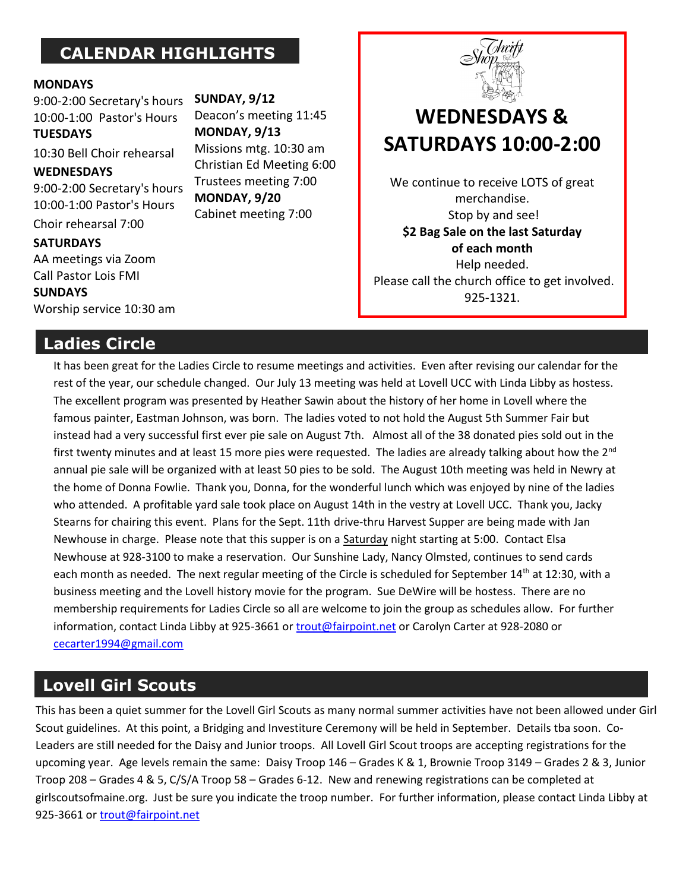## CALENDAR HIGHLIGHTS

**MONDAYS**
9:00-2:00 Secretary's hours
10:00-1:00 Pastor's Hours

**TUESDAYS**
10:30 Bell Choir rehearsal

**WEDNESDAYS**
9:00-2:00 Secretary's hours
10:00-1:00 Pastor's Hours
Choir rehearsal 7:00

**SATURDAYS**
AA meetings via Zoom
Call Pastor Lois FMI

**SUNDAYS**
Worship service 10:30 am

**SUNDAY, 9/12**
Deacon's meeting 11:45

**MONDAY, 9/13**
Missions mtg. 10:30 am
Christian Ed Meeting 6:00
Trustees meeting 7:00

**MONDAY, 9/20**
Cabinet meeting 7:00

Thrift Shop

# WEDNESDAYS & SATURDAYS 10:00-2:00

We continue to receive LOTS of great merchandise.
Stop by and see!
**$2 Bag Sale on the last Saturday of each month**
Help needed.
Please call the church office to get involved.
925-1321.

## Ladies Circle

It has been great for the Ladies Circle to resume meetings and activities. Even after revising our calendar for the rest of the year, our schedule changed. Our July 13 meeting was held at Lovell UCC with Linda Libby as hostess. The excellent program was presented by Heather Sawin about the history of her home in Lovell where the famous painter, Eastman Johnson, was born. The ladies voted to not hold the August 5th Summer Fair but instead had a very successful first ever pie sale on August 7th. Almost all of the 38 donated pies sold out in the first twenty minutes and at least 15 more pies were requested. The ladies are already talking about how the 2nd annual pie sale will be organized with at least 50 pies to be sold. The August 10th meeting was held in Newry at the home of Donna Fowlie. Thank you, Donna, for the wonderful lunch which was enjoyed by nine of the ladies who attended. A profitable yard sale took place on August 14th in the vestry at Lovell UCC. Thank you, Jacky Stearns for chairing this event. Plans for the Sept. 11th drive-thru Harvest Supper are being made with Jan Newhouse in charge. Please note that this supper is on a Saturday night starting at 5:00. Contact Elsa Newhouse at 928-3100 to make a reservation. Our Sunshine Lady, Nancy Olmsted, continues to send cards each month as needed. The next regular meeting of the Circle is scheduled for September 14th at 12:30, with a business meeting and the Lovell history movie for the program. Sue DeWire will be hostess. There are no membership requirements for Ladies Circle so all are welcome to join the group as schedules allow. For further information, contact Linda Libby at 925-3661 or trout@fairpoint.net or Carolyn Carter at 928-2080 or cecarter1994@gmail.com

## Lovell Girl Scouts

This has been a quiet summer for the Lovell Girl Scouts as many normal summer activities have not been allowed under Girl Scout guidelines. At this point, a Bridging and Investiture Ceremony will be held in September. Details tba soon. Co-Leaders are still needed for the Daisy and Junior troops. All Lovell Girl Scout troops are accepting registrations for the upcoming year. Age levels remain the same: Daisy Troop 146 – Grades K & 1, Brownie Troop 3149 – Grades 2 & 3, Junior Troop 208 – Grades 4 & 5, C/S/A Troop 58 – Grades 6-12. New and renewing registrations can be completed at girlscoutsofmaine.org. Just be sure you indicate the troop number. For further information, please contact Linda Libby at 925-3661 or trout@fairpoint.net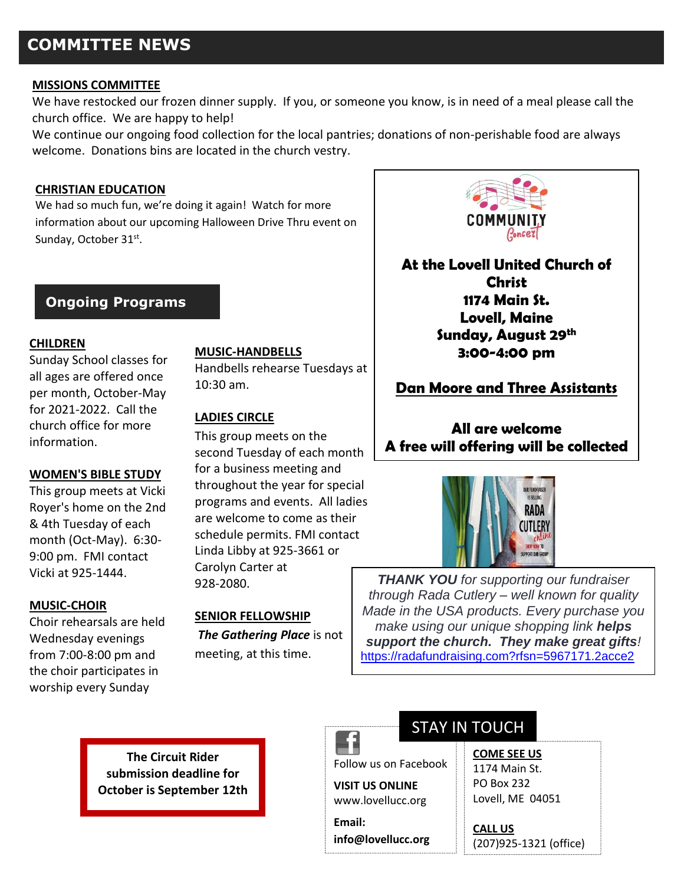# COMMITTEE NEWS

**MISSIONS COMMITTEE**

We have restocked our frozen dinner supply. If you, or someone you know, is in need of a meal please call the church office. We are happy to help!

We continue our ongoing food collection for the local pantries; donations of non-perishable food are always welcome. Donations bins are located in the church vestry.

**CHRISTIAN EDUCATION**

We had so much fun, we're doing it again! Watch for more information about our upcoming Halloween Drive Thru event on Sunday, October 31st.

## Ongoing Programs

**CHILDREN**

Sunday School classes for all ages are offered once per month, October-May for 2021-2022. Call the church office for more information.

**WOMEN'S BIBLE STUDY**

This group meets at Vicki Royer's home on the 2nd & 4th Tuesday of each month (Oct-May). 6:30-9:00 pm. FMI contact Vicki at 925-1444.

**MUSIC-CHOIR**

Choir rehearsals are held Wednesday evenings from 7:00-8:00 pm and the choir participates in worship every Sunday

**MUSIC-HANDBELLS**

Handbells rehearse Tuesdays at 10:30 am.

**LADIES CIRCLE**

This group meets on the second Tuesday of each month for a business meeting and throughout the year for special programs and events. All ladies are welcome to come as their schedule permits. FMI contact Linda Libby at 925-3661 or Carolyn Carter at 928-2080.

**SENIOR FELLOWSHIP**

***The Gathering Place*** is not meeting, at this time.

---

COMMUNITY Concert

**At the Lovell United Church of Christ**
**1174 Main St.**
**Lovell, Maine**
**Sunday, August 29th**
**3:00-4:00 pm**

**Dan Moore and Three Assistants**

**All are welcome**
**A free will offering will be collected**

---

OUR FUNDRAISER IS SELLING RADA CUTLERY online SHOP NOW TO SUPPORT OUR GROUP

***THANK YOU*** *for supporting our fundraiser through Rada Cutlery – well known for quality Made in the USA products. Every purchase you make using our unique shopping link* ***helps support the church. They make great gifts****!*
https://radafundraising.com?rfsn=5967171.2acce2

---

**The Circuit Rider submission deadline for October is September 12th**

## STAY IN TOUCH

Follow us on Facebook

**VISIT US ONLINE**
www.lovellucc.org

**Email:**
**info@lovellucc.org**

**COME SEE US**
1174 Main St.
PO Box 232
Lovell, ME 04051

**CALL US**
(207)925-1321 (office)